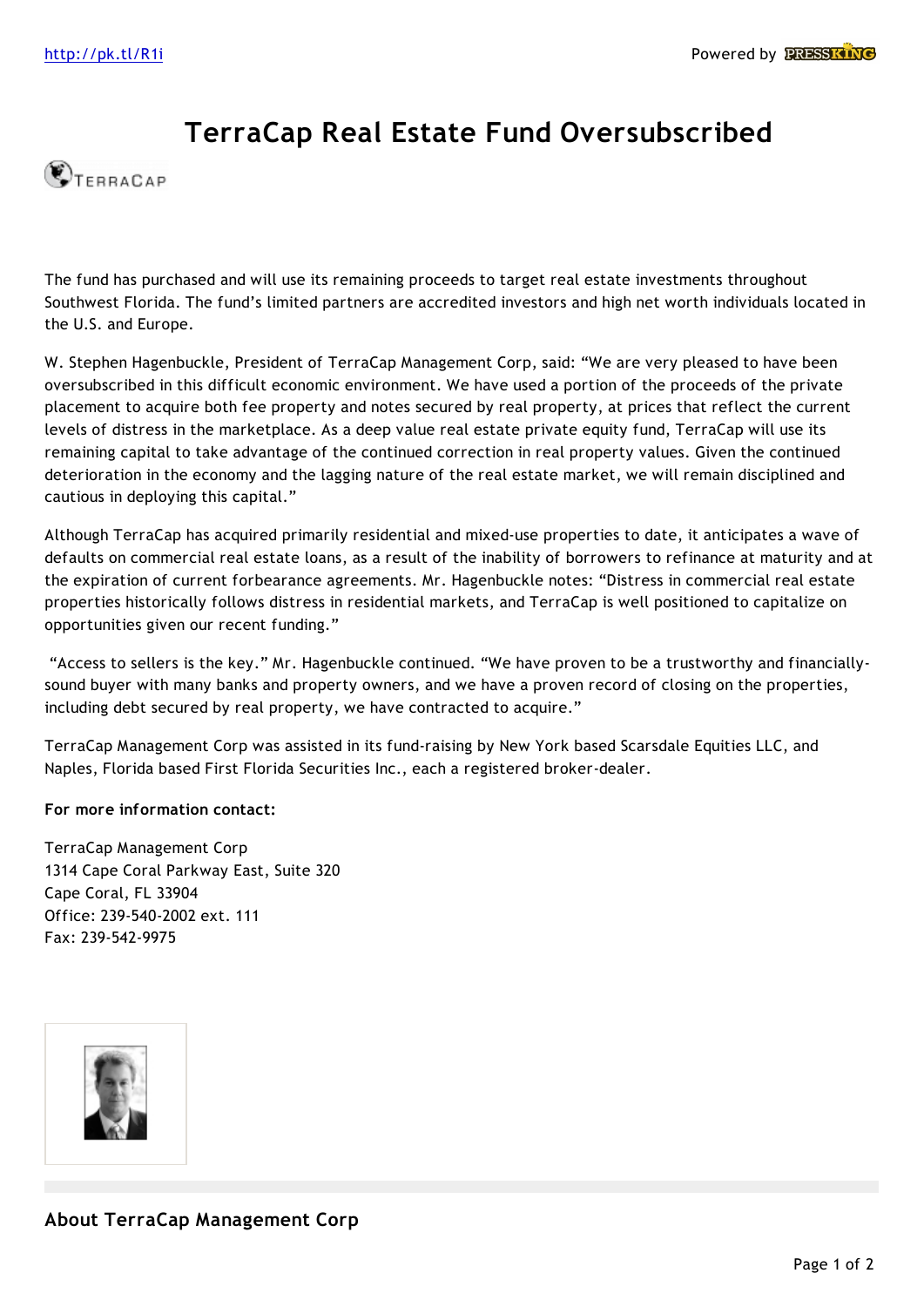# TerraCap Real Estate Fund Oversubscribed

The fund has purchased and will use its remaining proceeds to target real estate investments throughout Southwest Florida. The fund's limited partners are accredited investors and high net worth individuals located in the U.S. and Europe.

W. Stephen Hagenbuckle, President of TerraCap Management Corp, said: "We are very pleased to have been oversubscribed in this difficult economic environment. We have used a portion of the proceeds of the private placement to acquire both fee property and notes secured by real property, at prices that reflect the current levels of distress in the marketplace. As a deep value real estate private equity fund, TerraCap will use its remaining capital to take advantage of the continued correction in real property values. Given the continued deterioration in the economy and the lagging nature of the real estate market, we will remain disciplined and cautious in deploying this capital."

Although TerraCap has acquired primarily residential and mixed-use properties to date, it anticipates a wave of defaults on commercial real estate loans, as a result of the inability of borrowers to refinance at maturity and at the expiration of current forbearance agreements. Mr. Hagenbuckle notes: "Distress in commercial real estate properties historically follows distress in residential markets, and TerraCap is well positioned to capitalize on opportunities given our recent funding."

"Access to sellers is the key." Mr. Hagenbuckle continued. "We have proven to be a trustworthy and financially-sound buyer with many banks and property owners, and we have a proven record of closing on the properties, including debt secured by real property, we have contracted to acquire."

TerraCap Management Corp was assisted in its fund-raising by New York based Scarsdale Equities LLC, and Naples, Florida based First Florida Securities Inc., each a registered broker-dealer.

**For more information contact:**

TerraCap Management Corp
1314 Cape Coral Parkway East, Suite 320
Cape Coral, FL 33904
Office: 239-540-2002 ext. 111
Fax: 239-542-9975

## About TerraCap Management Corp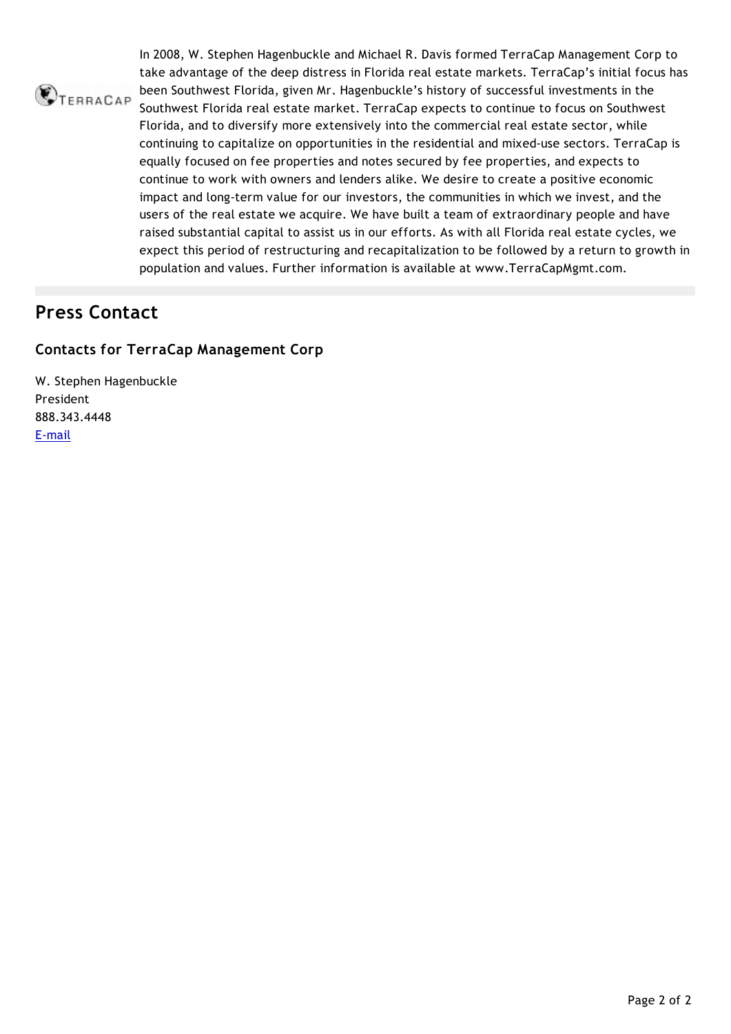In 2008, W. Stephen Hagenbuckle and Michael R. Davis formed TerraCap Management Corp to take advantage of the deep distress in Florida real estate markets. TerraCap's initial focus has been Southwest Florida, given Mr. Hagenbuckle's history of successful investments in the Southwest Florida real estate market. TerraCap expects to continue to focus on Southwest Florida, and to diversify more extensively into the commercial real estate sector, while continuing to capitalize on opportunities in the residential and mixed-use sectors. TerraCap is equally focused on fee properties and notes secured by fee properties, and expects to continue to work with owners and lenders alike. We desire to create a positive economic impact and long-term value for our investors, the communities in which we invest, and the users of the real estate we acquire. We have built a team of extraordinary people and have raised substantial capital to assist us in our efforts. As with all Florida real estate cycles, we expect this period of restructuring and recapitalization to be followed by a return to growth in population and values. Further information is available at www.TerraCapMgmt.com.

## Press Contact

### Contacts for TerraCap Management Corp

W. Stephen Hagenbuckle
President
888.343.4448
E-mail